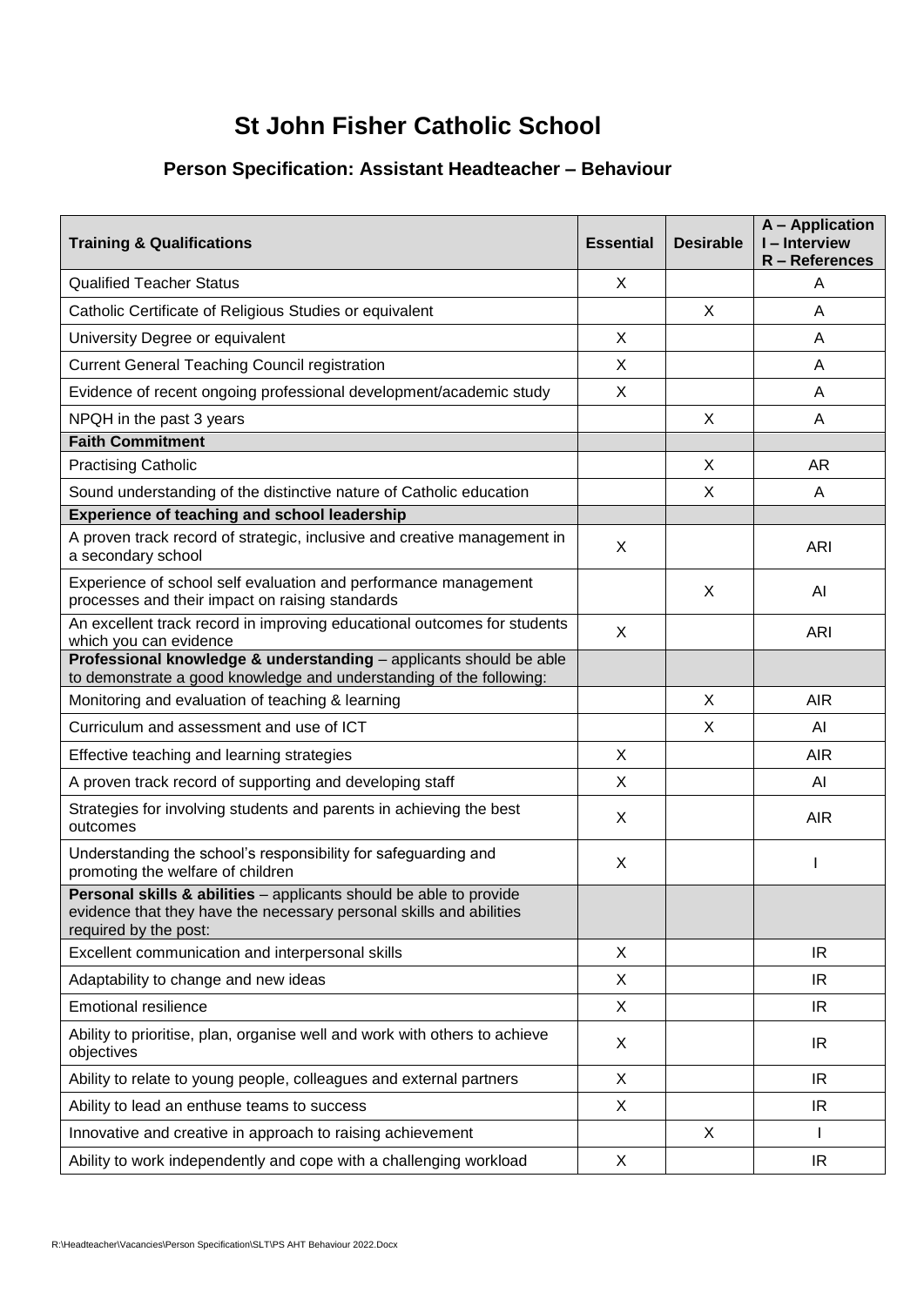# St John Fisher Catholic School

## Person Specification: Assistant Headteacher – Behaviour

| Training & Qualifications | Essential | Desirable | A – Application I – Interview R – References |
|---|---|---|---|
| Qualified Teacher Status | X | | A |
| Catholic Certificate of Religious Studies or equivalent | | X | A |
| University Degree or equivalent | X | | A |
| Current General Teaching Council registration | X | | A |
| Evidence of recent ongoing professional development/academic study | X | | A |
| NPQH in the past 3 years | | X | A |
| **Faith Commitment** | | | |
| Practising Catholic | | X | AR |
| Sound understanding of the distinctive nature of Catholic education | | X | A |
| **Experience of teaching and school leadership** | | | |
| A proven track record of strategic, inclusive and creative management in a secondary school | X | | ARI |
| Experience of school self evaluation and performance management processes and their impact on raising standards | | X | AI |
| An excellent track record in improving educational outcomes for students which you can evidence | X | | ARI |
| **Professional knowledge & understanding** – applicants should be able to demonstrate a good knowledge and understanding of the following: | | | |
| Monitoring and evaluation of teaching & learning | | X | AIR |
| Curriculum and assessment and use of ICT | | X | AI |
| Effective teaching and learning strategies | X | | AIR |
| A proven track record of supporting and developing staff | X | | AI |
| Strategies for involving students and parents in achieving the best outcomes | X | | AIR |
| Understanding the school's responsibility for safeguarding and promoting the welfare of children | X | | I |
| **Personal skills & abilities** – applicants should be able to provide evidence that they have the necessary personal skills and abilities required by the post: | | | |
| Excellent communication and interpersonal skills | X | | IR |
| Adaptability to change and new ideas | X | | IR |
| Emotional resilience | X | | IR |
| Ability to prioritise, plan, organise well and work with others to achieve objectives | X | | IR |
| Ability to relate to young people, colleagues and external partners | X | | IR |
| Ability to lead an enthuse teams to success | X | | IR |
| Innovative and creative in approach to raising achievement | | X | I |
| Ability to work independently and cope with a challenging workload | X | | IR |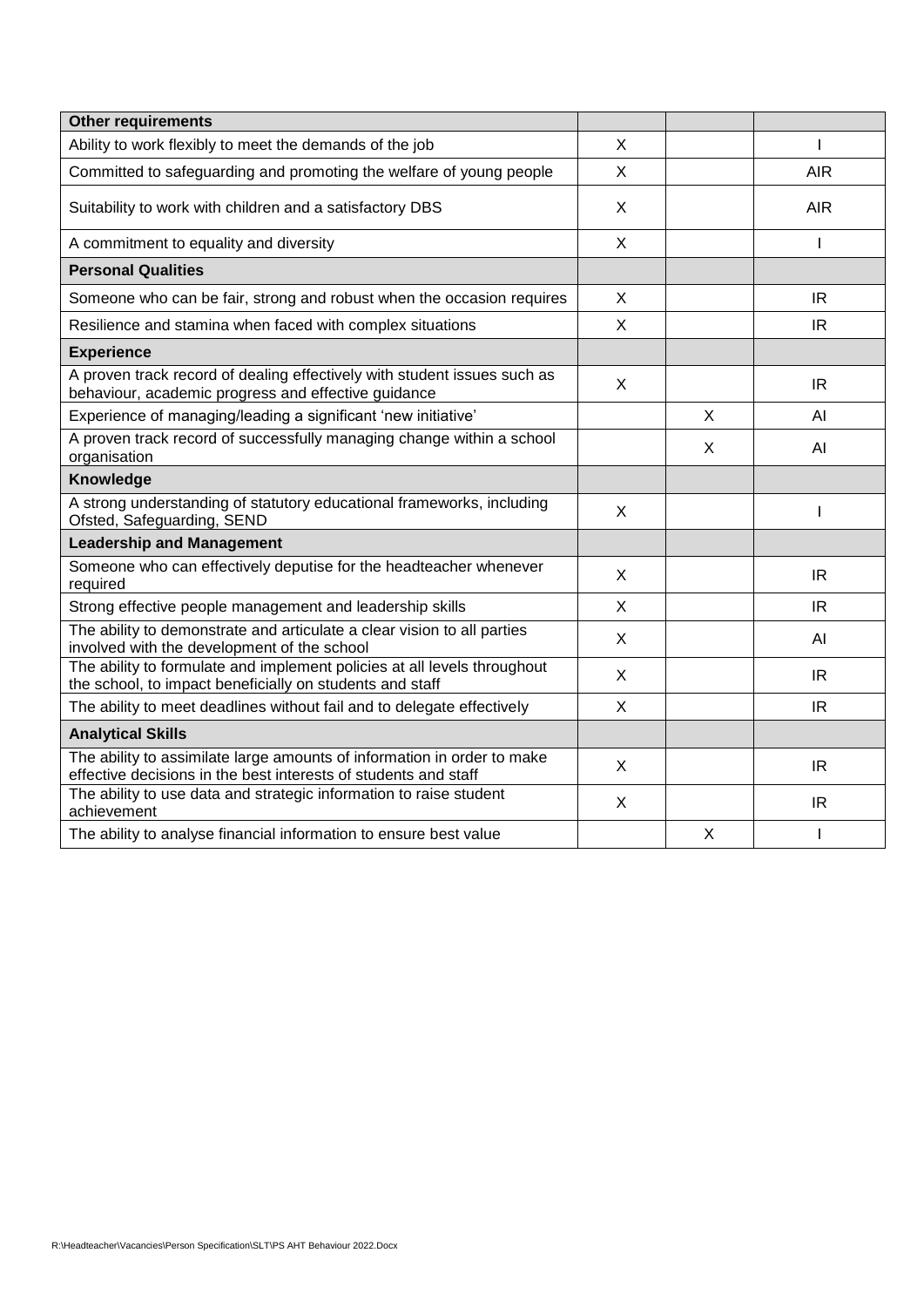| | | | |
|---|---|---|---|
| **Other requirements** | | | |
| Ability to work flexibly to meet the demands of the job | X | | I |
| Committed to safeguarding and promoting the welfare of young people | X | | AIR |
| Suitability to work with children and a satisfactory DBS | X | | AIR |
| A commitment to equality and diversity | X | | I |
| **Personal Qualities** | | | |
| Someone who can be fair, strong and robust when the occasion requires | X | | IR |
| Resilience and stamina when faced with complex situations | X | | IR |
| **Experience** | | | |
| A proven track record of dealing effectively with student issues such as behaviour, academic progress and effective guidance | X | | IR |
| Experience of managing/leading a significant 'new initiative' | | X | AI |
| A proven track record of successfully managing change within a school organisation | | X | AI |
| **Knowledge** | | | |
| A strong understanding of statutory educational frameworks, including Ofsted, Safeguarding, SEND | X | | I |
| **Leadership and Management** | | | |
| Someone who can effectively deputise for the headteacher whenever required | X | | IR |
| Strong effective people management and leadership skills | X | | IR |
| The ability to demonstrate and articulate a clear vision to all parties involved with the development of the school | X | | AI |
| The ability to formulate and implement policies at all levels throughout the school, to impact beneficially on students and staff | X | | IR |
| The ability to meet deadlines without fail and to delegate effectively | X | | IR |
| **Analytical Skills** | | | |
| The ability to assimilate large amounts of information in order to make effective decisions in the best interests of students and staff | X | | IR |
| The ability to use data and strategic information to raise student achievement | X | | IR |
| The ability to analyse financial information to ensure best value | | X | I |

R:\Headteacher\Vacancies\Person Specification\SLT\PS AHT Behaviour 2022.Docx